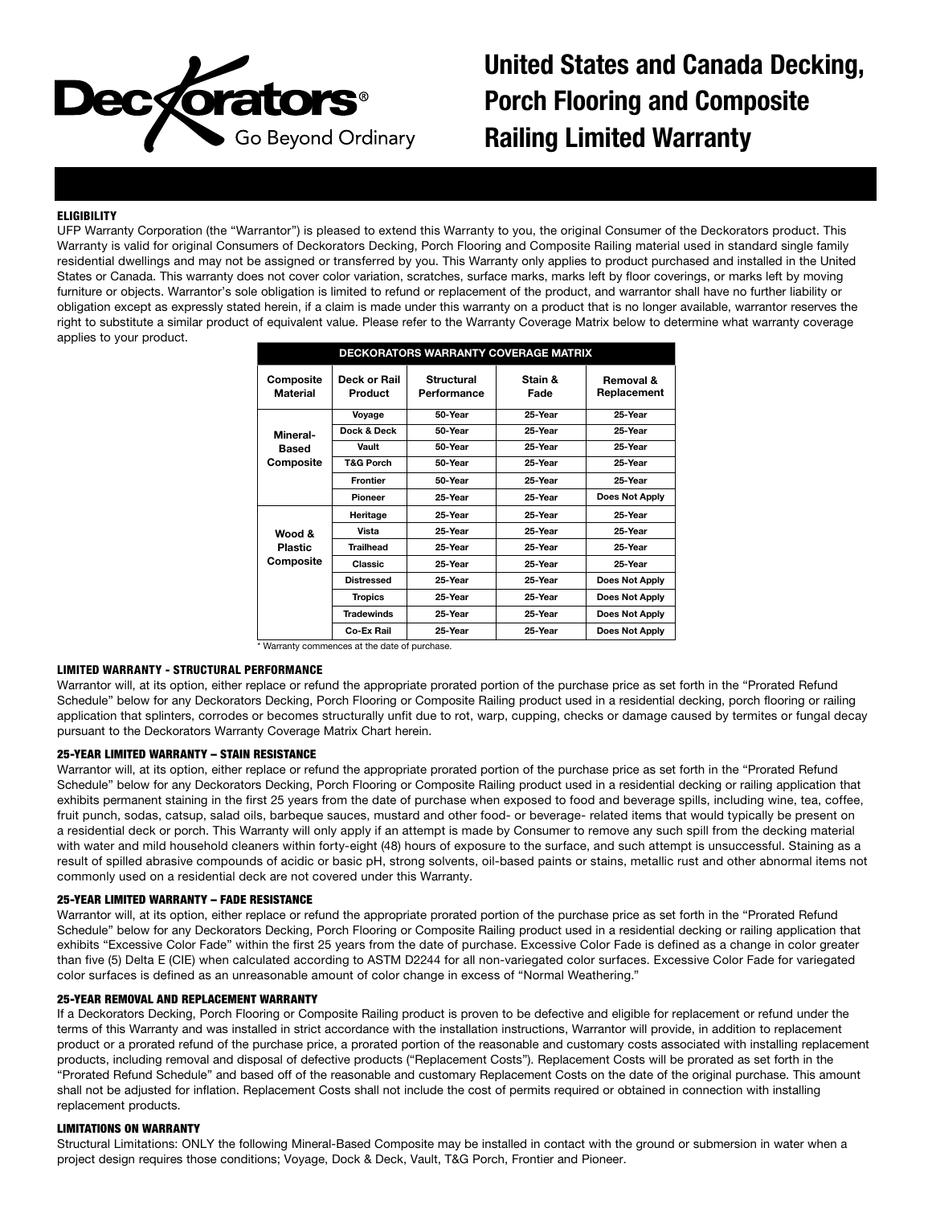**Deckorators® Go Beyond Ordinary**

# United States and Canada Decking, Porch Flooring and Composite Railing Limited Warranty

### ELIGIBILITY

UFP Warranty Corporation (the "Warrantor") is pleased to extend this Warranty to you, the original Consumer of the Deckorators product. This Warranty is valid for original Consumers of Deckorators Decking, Porch Flooring and Composite Railing material used in standard single family residential dwellings and may not be assigned or transferred by you. This Warranty only applies to product purchased and installed in the United States or Canada. This warranty does not cover color variation, scratches, surface marks, marks left by floor coverings, or marks left by moving furniture or objects. Warrantor's sole obligation is limited to refund or replacement of the product, and warrantor shall have no further liability or obligation except as expressly stated herein, if a claim is made under this warranty on a product that is no longer available, warrantor reserves the right to substitute a similar product of equivalent value. Please refer to the Warranty Coverage Matrix below to determine what warranty coverage applies to your product.

**DECKORATORS WARRANTY COVERAGE MATRIX**

| Composite Material | Deck or Rail Product | Structural Performance | Stain & Fade | Removal & Replacement |
|---|---|---|---|---|
| Mineral-Based Composite | Voyage | 50-Year | 25-Year | 25-Year |
| | Dock & Deck | 50-Year | 25-Year | 25-Year |
| | Vault | 50-Year | 25-Year | 25-Year |
| | T&G Porch | 50-Year | 25-Year | 25-Year |
| | Frontier | 50-Year | 25-Year | 25-Year |
| | Pioneer | 25-Year | 25-Year | Does Not Apply |
| Wood & Plastic Composite | Heritage | 25-Year | 25-Year | 25-Year |
| | Vista | 25-Year | 25-Year | 25-Year |
| | Trailhead | 25-Year | 25-Year | 25-Year |
| | Classic | 25-Year | 25-Year | 25-Year |
| | Distressed | 25-Year | 25-Year | Does Not Apply |
| | Tropics | 25-Year | 25-Year | Does Not Apply |
| | Tradewinds | 25-Year | 25-Year | Does Not Apply |
| | Co-Ex Rail | 25-Year | 25-Year | Does Not Apply |

\* Warranty commences at the date of purchase.

### LIMITED WARRANTY - STRUCTURAL PERFORMANCE

Warrantor will, at its option, either replace or refund the appropriate prorated portion of the purchase price as set forth in the "Prorated Refund Schedule" below for any Deckorators Decking, Porch Flooring or Composite Railing product used in a residential decking, porch flooring or railing application that splinters, corrodes or becomes structurally unfit due to rot, warp, cupping, checks or damage caused by termites or fungal decay pursuant to the Deckorators Warranty Coverage Matrix Chart herein.

### 25-YEAR LIMITED WARRANTY – STAIN RESISTANCE

Warrantor will, at its option, either replace or refund the appropriate prorated portion of the purchase price as set forth in the "Prorated Refund Schedule" below for any Deckorators Decking, Porch Flooring or Composite Railing product used in a residential decking or railing application that exhibits permanent staining in the first 25 years from the date of purchase when exposed to food and beverage spills, including wine, tea, coffee, fruit punch, sodas, catsup, salad oils, barbeque sauces, mustard and other food- or beverage- related items that would typically be present on a residential deck or porch. This Warranty will only apply if an attempt is made by Consumer to remove any such spill from the decking material with water and mild household cleaners within forty-eight (48) hours of exposure to the surface, and such attempt is unsuccessful. Staining as a result of spilled abrasive compounds of acidic or basic pH, strong solvents, oil-based paints or stains, metallic rust and other abnormal items not commonly used on a residential deck are not covered under this Warranty.

### 25-YEAR LIMITED WARRANTY – FADE RESISTANCE

Warrantor will, at its option, either replace or refund the appropriate prorated portion of the purchase price as set forth in the "Prorated Refund Schedule" below for any Deckorators Decking, Porch Flooring or Composite Railing product used in a residential decking or railing application that exhibits "Excessive Color Fade" within the first 25 years from the date of purchase. Excessive Color Fade is defined as a change in color greater than five (5) Delta E (CIE) when calculated according to ASTM D2244 for all non-variegated color surfaces. Excessive Color Fade for variegated color surfaces is defined as an unreasonable amount of color change in excess of "Normal Weathering."

### 25-YEAR REMOVAL AND REPLACEMENT WARRANTY

If a Deckorators Decking, Porch Flooring or Composite Railing product is proven to be defective and eligible for replacement or refund under the terms of this Warranty and was installed in strict accordance with the installation instructions, Warrantor will provide, in addition to replacement product or a prorated refund of the purchase price, a prorated portion of the reasonable and customary costs associated with installing replacement products, including removal and disposal of defective products ("Replacement Costs"). Replacement Costs will be prorated as set forth in the "Prorated Refund Schedule" and based off of the reasonable and customary Replacement Costs on the date of the original purchase. This amount shall not be adjusted for inflation. Replacement Costs shall not include the cost of permits required or obtained in connection with installing replacement products.

### LIMITATIONS ON WARRANTY

Structural Limitations: ONLY the following Mineral-Based Composite may be installed in contact with the ground or submersion in water when a project design requires those conditions; Voyage, Dock & Deck, Vault, T&G Porch, Frontier and Pioneer.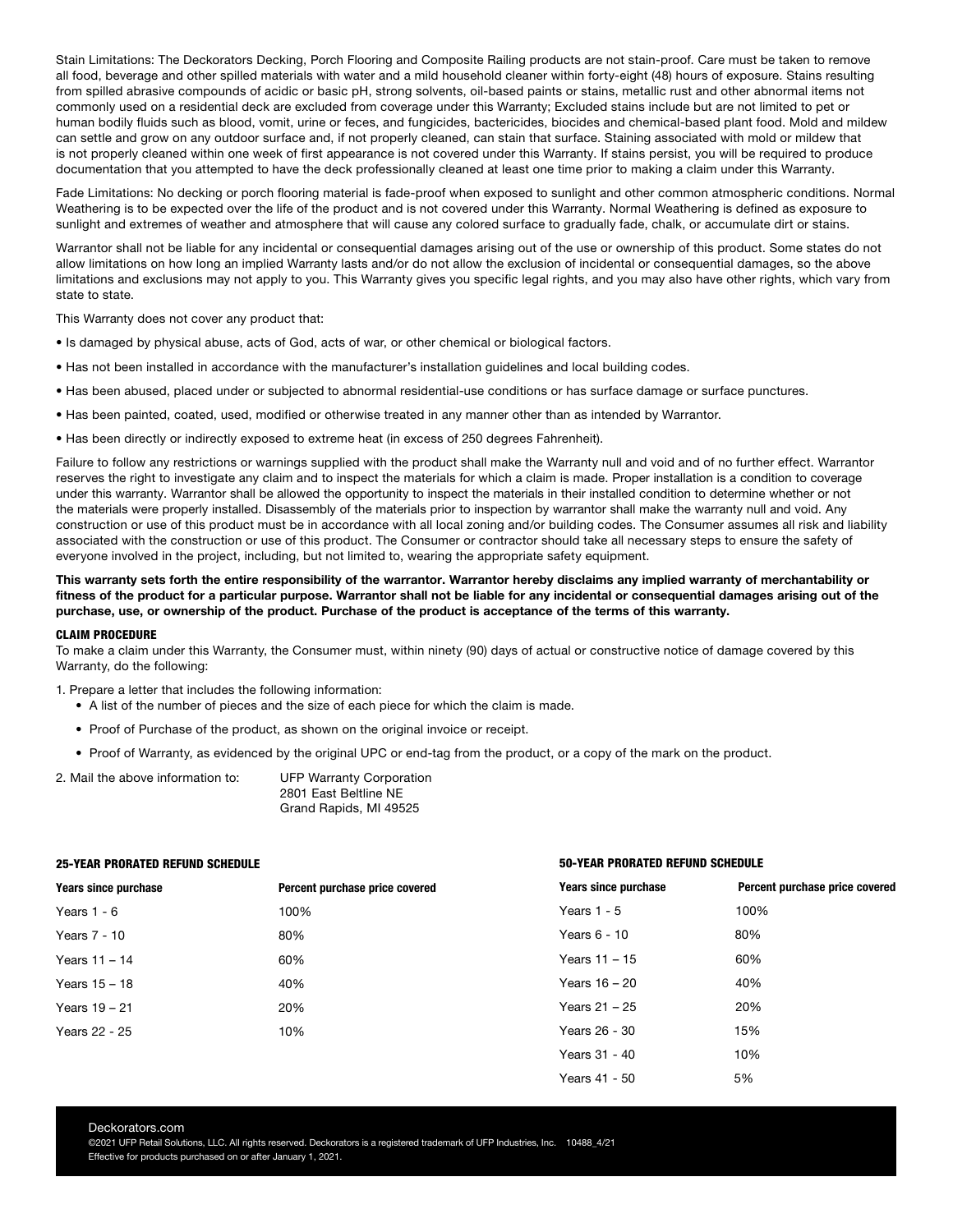Stain Limitations: The Deckorators Decking, Porch Flooring and Composite Railing products are not stain-proof. Care must be taken to remove all food, beverage and other spilled materials with water and a mild household cleaner within forty-eight (48) hours of exposure. Stains resulting from spilled abrasive compounds of acidic or basic pH, strong solvents, oil-based paints or stains, metallic rust and other abnormal items not commonly used on a residential deck are excluded from coverage under this Warranty; Excluded stains include but are not limited to pet or human bodily fluids such as blood, vomit, urine or feces, and fungicides, bactericides, biocides and chemical-based plant food. Mold and mildew can settle and grow on any outdoor surface and, if not properly cleaned, can stain that surface. Staining associated with mold or mildew that is not properly cleaned within one week of first appearance is not covered under this Warranty. If stains persist, you will be required to produce documentation that you attempted to have the deck professionally cleaned at least one time prior to making a claim under this Warranty.

Fade Limitations: No decking or porch flooring material is fade-proof when exposed to sunlight and other common atmospheric conditions. Normal Weathering is to be expected over the life of the product and is not covered under this Warranty. Normal Weathering is defined as exposure to sunlight and extremes of weather and atmosphere that will cause any colored surface to gradually fade, chalk, or accumulate dirt or stains.

Warrantor shall not be liable for any incidental or consequential damages arising out of the use or ownership of this product. Some states do not allow limitations on how long an implied Warranty lasts and/or do not allow the exclusion of incidental or consequential damages, so the above limitations and exclusions may not apply to you. This Warranty gives you specific legal rights, and you may also have other rights, which vary from state to state.

This Warranty does not cover any product that:

- Is damaged by physical abuse, acts of God, acts of war, or other chemical or biological factors.
- Has not been installed in accordance with the manufacturer's installation guidelines and local building codes.
- Has been abused, placed under or subjected to abnormal residential-use conditions or has surface damage or surface punctures.
- Has been painted, coated, used, modified or otherwise treated in any manner other than as intended by Warrantor.
- Has been directly or indirectly exposed to extreme heat (in excess of 250 degrees Fahrenheit).

Failure to follow any restrictions or warnings supplied with the product shall make the Warranty null and void and of no further effect. Warrantor reserves the right to investigate any claim and to inspect the materials for which a claim is made. Proper installation is a condition to coverage under this warranty. Warrantor shall be allowed the opportunity to inspect the materials in their installed condition to determine whether or not the materials were properly installed. Disassembly of the materials prior to inspection by warrantor shall make the warranty null and void. Any construction or use of this product must be in accordance with all local zoning and/or building codes. The Consumer assumes all risk and liability associated with the construction or use of this product. The Consumer or contractor should take all necessary steps to ensure the safety of everyone involved in the project, including, but not limited to, wearing the appropriate safety equipment.

**This warranty sets forth the entire responsibility of the warrantor. Warrantor hereby disclaims any implied warranty of merchantability or fitness of the product for a particular purpose. Warrantor shall not be liable for any incidental or consequential damages arising out of the purchase, use, or ownership of the product. Purchase of the product is acceptance of the terms of this warranty.**

### CLAIM PROCEDURE

To make a claim under this Warranty, the Consumer must, within ninety (90) days of actual or constructive notice of damage covered by this Warranty, do the following:

1. Prepare a letter that includes the following information:
   - A list of the number of pieces and the size of each piece for which the claim is made.
   - Proof of Purchase of the product, as shown on the original invoice or receipt.
   - Proof of Warranty, as evidenced by the original UPC or end-tag from the product, or a copy of the mark on the product.
2. Mail the above information to: UFP Warranty Corporation
   2801 East Beltline NE
   Grand Rapids, MI 49525

### 25-YEAR PRORATED REFUND SCHEDULE

| Years since purchase | Percent purchase price covered |
|---|---|
| Years 1 - 6 | 100% |
| Years 7 - 10 | 80% |
| Years 11 – 14 | 60% |
| Years 15 – 18 | 40% |
| Years 19 – 21 | 20% |
| Years 22 - 25 | 10% |

### 50-YEAR PRORATED REFUND SCHEDULE

| Years since purchase | Percent purchase price covered |
|---|---|
| Years 1 - 5 | 100% |
| Years 6 - 10 | 80% |
| Years 11 – 15 | 60% |
| Years 16 – 20 | 40% |
| Years 21 – 25 | 20% |
| Years 26 - 30 | 15% |
| Years 31 - 40 | 10% |
| Years 41 - 50 | 5% |

Deckorators.com

©2021 UFP Retail Solutions, LLC. All rights reserved. Deckorators is a registered trademark of UFP Industries, Inc. 10488_4/21

Effective for products purchased on or after January 1, 2021.